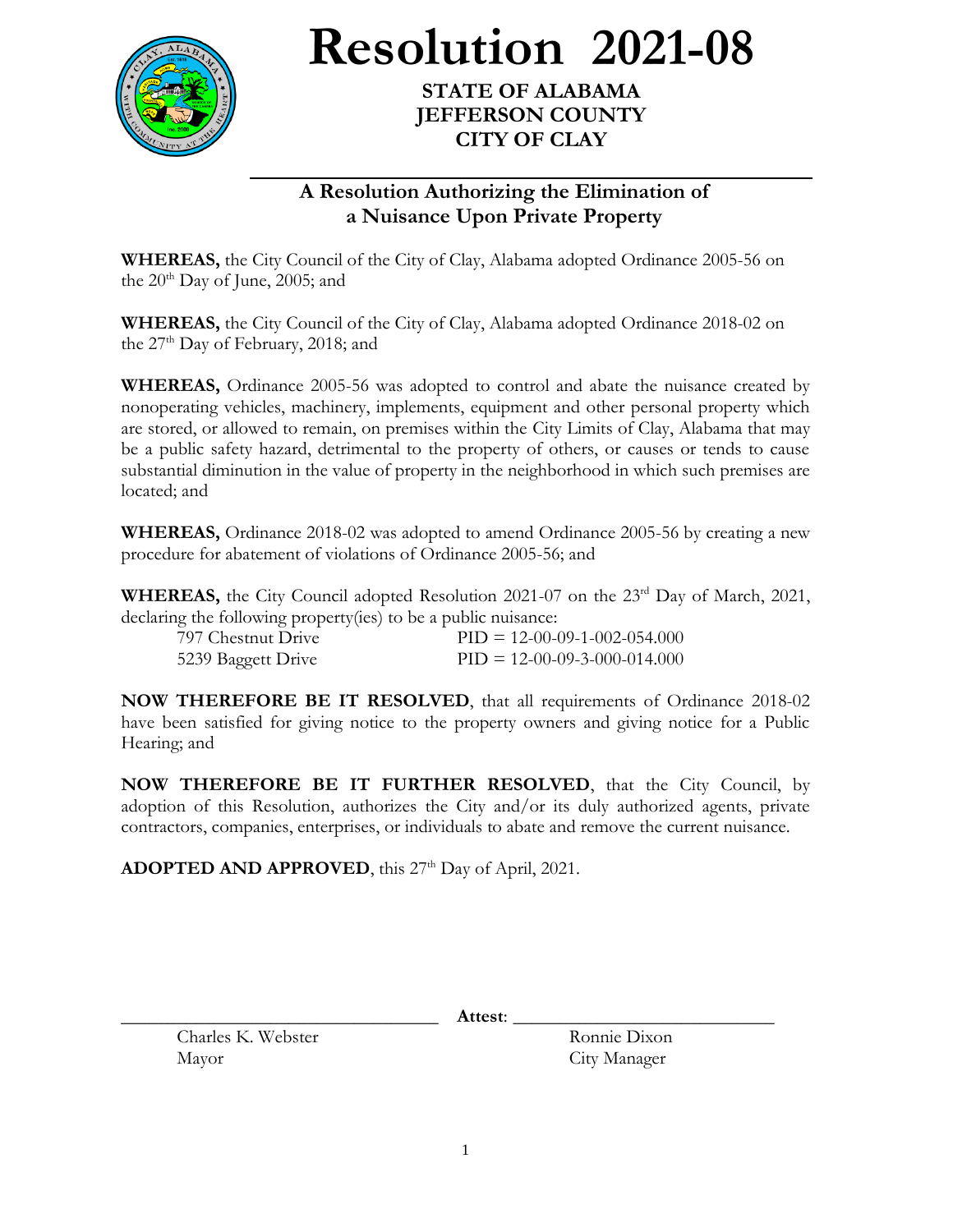# Resolution 2021-08

**STATE OF ALABAMA**
**JEFFERSON COUNTY**
**CITY OF CLAY**

## A Resolution Authorizing the Elimination of a Nuisance Upon Private Property

**WHEREAS,** the City Council of the City of Clay, Alabama adopted Ordinance 2005-56 on the 20th Day of June, 2005; and

**WHEREAS,** the City Council of the City of Clay, Alabama adopted Ordinance 2018-02 on the 27th Day of February, 2018; and

**WHEREAS,** Ordinance 2005-56 was adopted to control and abate the nuisance created by nonoperating vehicles, machinery, implements, equipment and other personal property which are stored, or allowed to remain, on premises within the City Limits of Clay, Alabama that may be a public safety hazard, detrimental to the property of others, or causes or tends to cause substantial diminution in the value of property in the neighborhood in which such premises are located; and

**WHEREAS,** Ordinance 2018-02 was adopted to amend Ordinance 2005-56 by creating a new procedure for abatement of violations of Ordinance 2005-56; and

**WHEREAS,** the City Council adopted Resolution 2021-07 on the 23rd Day of March, 2021, declaring the following property(ies) to be a public nuisance:

| | |
|---|---|
| 797 Chestnut Drive | PID = 12-00-09-1-002-054.000 |
| 5239 Baggett Drive | PID = 12-00-09-3-000-014.000 |

**NOW THEREFORE BE IT RESOLVED**, that all requirements of Ordinance 2018-02 have been satisfied for giving notice to the property owners and giving notice for a Public Hearing; and

**NOW THEREFORE BE IT FURTHER RESOLVED**, that the City Council, by adoption of this Resolution, authorizes the City and/or its duly authorized agents, private contractors, companies, enterprises, or individuals to abate and remove the current nuisance.

**ADOPTED AND APPROVED**, this 27th Day of April, 2021.

\_\_\_\_\_\_\_\_\_\_\_\_\_\_\_\_\_\_\_\_\_\_\_\_\_\_\_\_\_\_ **Attest**: \_\_\_\_\_\_\_\_\_\_\_\_\_\_\_\_\_\_\_\_\_\_\_\_\_\_\_\_\_\_

Charles K. Webster
Mayor

Ronnie Dixon
City Manager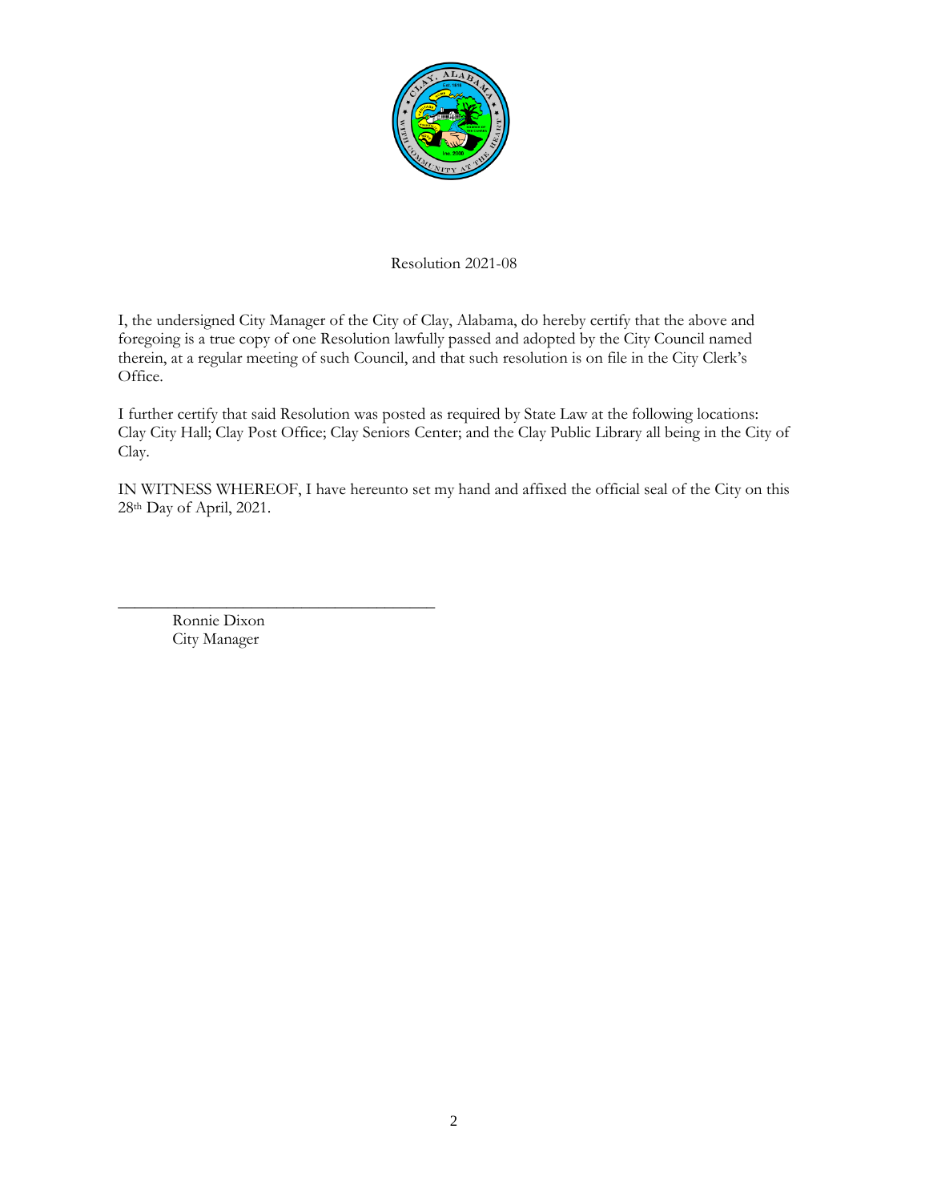Resolution 2021-08

I, the undersigned City Manager of the City of Clay, Alabama, do hereby certify that the above and foregoing is a true copy of one Resolution lawfully passed and adopted by the City Council named therein, at a regular meeting of such Council, and that such resolution is on file in the City Clerk's Office.

I further certify that said Resolution was posted as required by State Law at the following locations: Clay City Hall; Clay Post Office; Clay Seniors Center; and the Clay Public Library all being in the City of Clay.

IN WITNESS WHEREOF, I have hereunto set my hand and affixed the official seal of the City on this 28th Day of April, 2021.

\_\_\_\_\_\_\_\_\_\_\_\_\_\_\_\_\_\_\_\_\_\_\_\_\_\_\_\_\_\_\_\_\_\_\_\_\_\_\_\_

Ronnie Dixon
City Manager